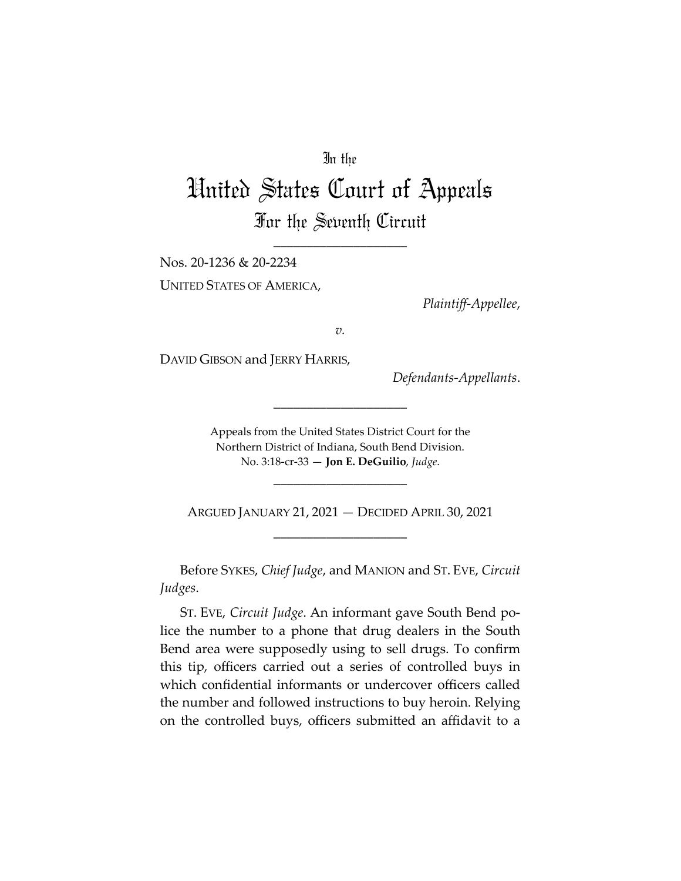In the

# United States Court of Appeals

## For the Seventh Circuit

---

Nos. 20-1236 & 20-2234

UNITED STATES OF AMERICA,

*Plaintiff-Appellee*,

*v.*

DAVID GIBSON and JERRY HARRIS,

*Defendants-Appellants*.

---

Appeals from the United States District Court for the Northern District of Indiana, South Bend Division.
No. 3:18-cr-33 — **Jon E. DeGuilio**, *Judge*.

---

ARGUED JANUARY 21, 2021 — DECIDED APRIL 30, 2021

---

Before SYKES, *Chief Judge*, and MANION and ST. EVE, *Circuit Judges*.

ST. EVE, *Circuit Judge*. An informant gave South Bend police the number to a phone that drug dealers in the South Bend area were supposedly using to sell drugs. To confirm this tip, officers carried out a series of controlled buys in which confidential informants or undercover officers called the number and followed instructions to buy heroin. Relying on the controlled buys, officers submitted an affidavit to a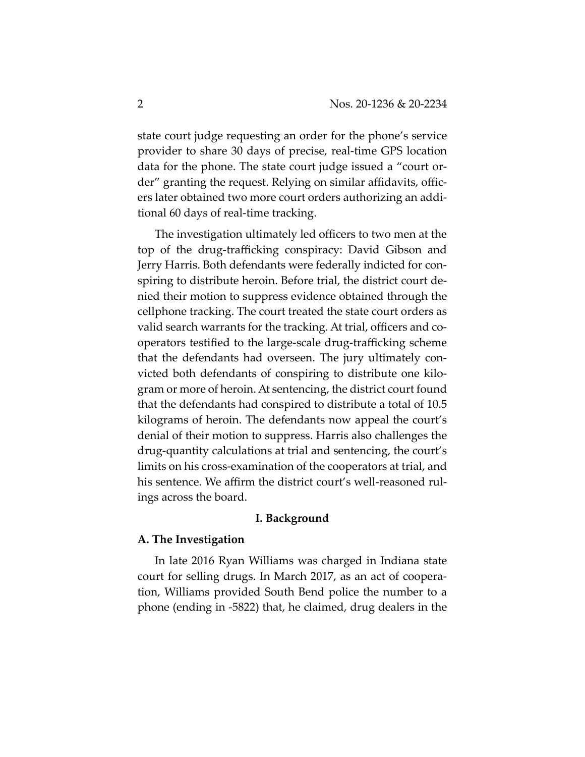state court judge requesting an order for the phone's service provider to share 30 days of precise, real-time GPS location data for the phone. The state court judge issued a "court order" granting the request. Relying on similar affidavits, officers later obtained two more court orders authorizing an additional 60 days of real-time tracking.

The investigation ultimately led officers to two men at the top of the drug-trafficking conspiracy: David Gibson and Jerry Harris. Both defendants were federally indicted for conspiring to distribute heroin. Before trial, the district court denied their motion to suppress evidence obtained through the cellphone tracking. The court treated the state court orders as valid search warrants for the tracking. At trial, officers and cooperators testified to the large-scale drug-trafficking scheme that the defendants had overseen. The jury ultimately convicted both defendants of conspiring to distribute one kilogram or more of heroin. At sentencing, the district court found that the defendants had conspired to distribute a total of 10.5 kilograms of heroin. The defendants now appeal the court's denial of their motion to suppress. Harris also challenges the drug-quantity calculations at trial and sentencing, the court's limits on his cross-examination of the cooperators at trial, and his sentence. We affirm the district court's well-reasoned rulings across the board.

## I. Background

### A. The Investigation

In late 2016 Ryan Williams was charged in Indiana state court for selling drugs. In March 2017, as an act of cooperation, Williams provided South Bend police the number to a phone (ending in -5822) that, he claimed, drug dealers in the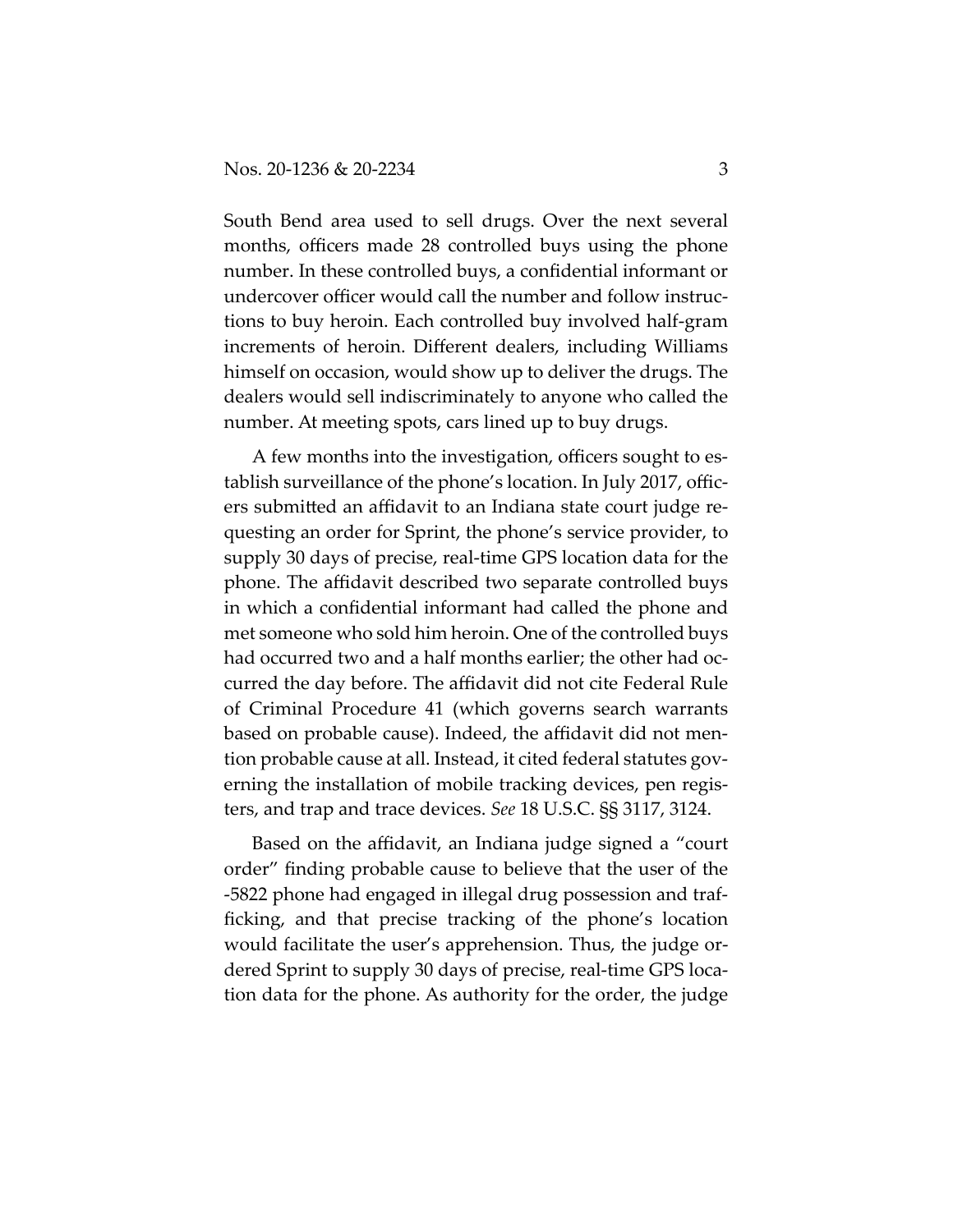South Bend area used to sell drugs. Over the next several months, officers made 28 controlled buys using the phone number. In these controlled buys, a confidential informant or undercover officer would call the number and follow instructions to buy heroin. Each controlled buy involved half-gram increments of heroin. Different dealers, including Williams himself on occasion, would show up to deliver the drugs. The dealers would sell indiscriminately to anyone who called the number. At meeting spots, cars lined up to buy drugs.

A few months into the investigation, officers sought to establish surveillance of the phone's location. In July 2017, officers submitted an affidavit to an Indiana state court judge requesting an order for Sprint, the phone's service provider, to supply 30 days of precise, real-time GPS location data for the phone. The affidavit described two separate controlled buys in which a confidential informant had called the phone and met someone who sold him heroin. One of the controlled buys had occurred two and a half months earlier; the other had occurred the day before. The affidavit did not cite Federal Rule of Criminal Procedure 41 (which governs search warrants based on probable cause). Indeed, the affidavit did not mention probable cause at all. Instead, it cited federal statutes governing the installation of mobile tracking devices, pen registers, and trap and trace devices. *See* 18 U.S.C. §§ 3117, 3124.

Based on the affidavit, an Indiana judge signed a "court order" finding probable cause to believe that the user of the -5822 phone had engaged in illegal drug possession and trafficking, and that precise tracking of the phone's location would facilitate the user's apprehension. Thus, the judge ordered Sprint to supply 30 days of precise, real-time GPS location data for the phone. As authority for the order, the judge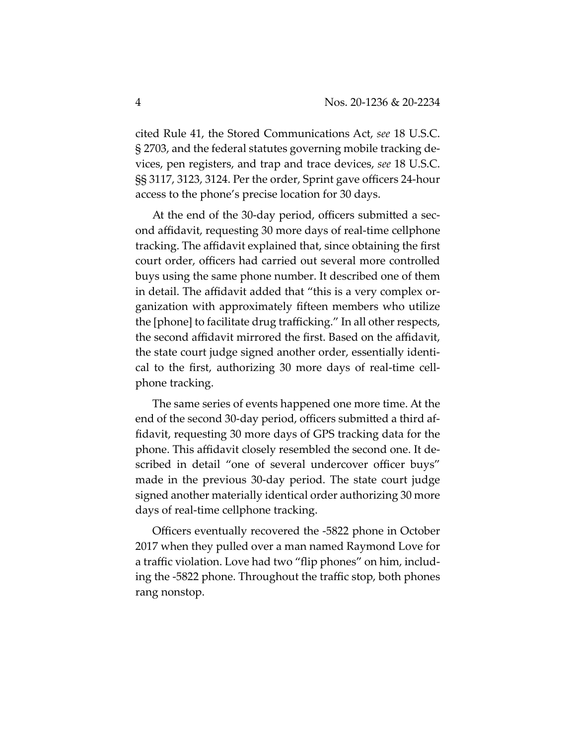cited Rule 41, the Stored Communications Act, *see* 18 U.S.C. § 2703, and the federal statutes governing mobile tracking devices, pen registers, and trap and trace devices, *see* 18 U.S.C. §§ 3117, 3123, 3124. Per the order, Sprint gave officers 24-hour access to the phone's precise location for 30 days.

At the end of the 30-day period, officers submitted a second affidavit, requesting 30 more days of real-time cellphone tracking. The affidavit explained that, since obtaining the first court order, officers had carried out several more controlled buys using the same phone number. It described one of them in detail. The affidavit added that "this is a very complex organization with approximately fifteen members who utilize the [phone] to facilitate drug trafficking." In all other respects, the second affidavit mirrored the first. Based on the affidavit, the state court judge signed another order, essentially identical to the first, authorizing 30 more days of real-time cellphone tracking.

The same series of events happened one more time. At the end of the second 30-day period, officers submitted a third affidavit, requesting 30 more days of GPS tracking data for the phone. This affidavit closely resembled the second one. It described in detail "one of several undercover officer buys" made in the previous 30-day period. The state court judge signed another materially identical order authorizing 30 more days of real-time cellphone tracking.

Officers eventually recovered the -5822 phone in October 2017 when they pulled over a man named Raymond Love for a traffic violation. Love had two "flip phones" on him, including the -5822 phone. Throughout the traffic stop, both phones rang nonstop.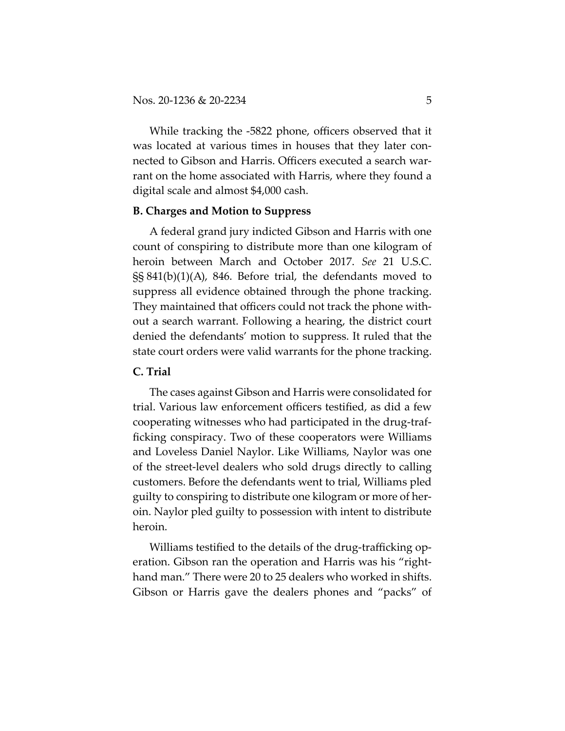While tracking the -5822 phone, officers observed that it was located at various times in houses that they later connected to Gibson and Harris. Officers executed a search warrant on the home associated with Harris, where they found a digital scale and almost $4,000 cash.

### B. Charges and Motion to Suppress

A federal grand jury indicted Gibson and Harris with one count of conspiring to distribute more than one kilogram of heroin between March and October 2017. *See* 21 U.S.C. §§ 841(b)(1)(A), 846. Before trial, the defendants moved to suppress all evidence obtained through the phone tracking. They maintained that officers could not track the phone without a search warrant. Following a hearing, the district court denied the defendants' motion to suppress. It ruled that the state court orders were valid warrants for the phone tracking.

### C. Trial

The cases against Gibson and Harris were consolidated for trial. Various law enforcement officers testified, as did a few cooperating witnesses who had participated in the drug-trafficking conspiracy. Two of these cooperators were Williams and Loveless Daniel Naylor. Like Williams, Naylor was one of the street-level dealers who sold drugs directly to calling customers. Before the defendants went to trial, Williams pled guilty to conspiring to distribute one kilogram or more of heroin. Naylor pled guilty to possession with intent to distribute heroin.

Williams testified to the details of the drug-trafficking operation. Gibson ran the operation and Harris was his "right-hand man." There were 20 to 25 dealers who worked in shifts. Gibson or Harris gave the dealers phones and "packs" of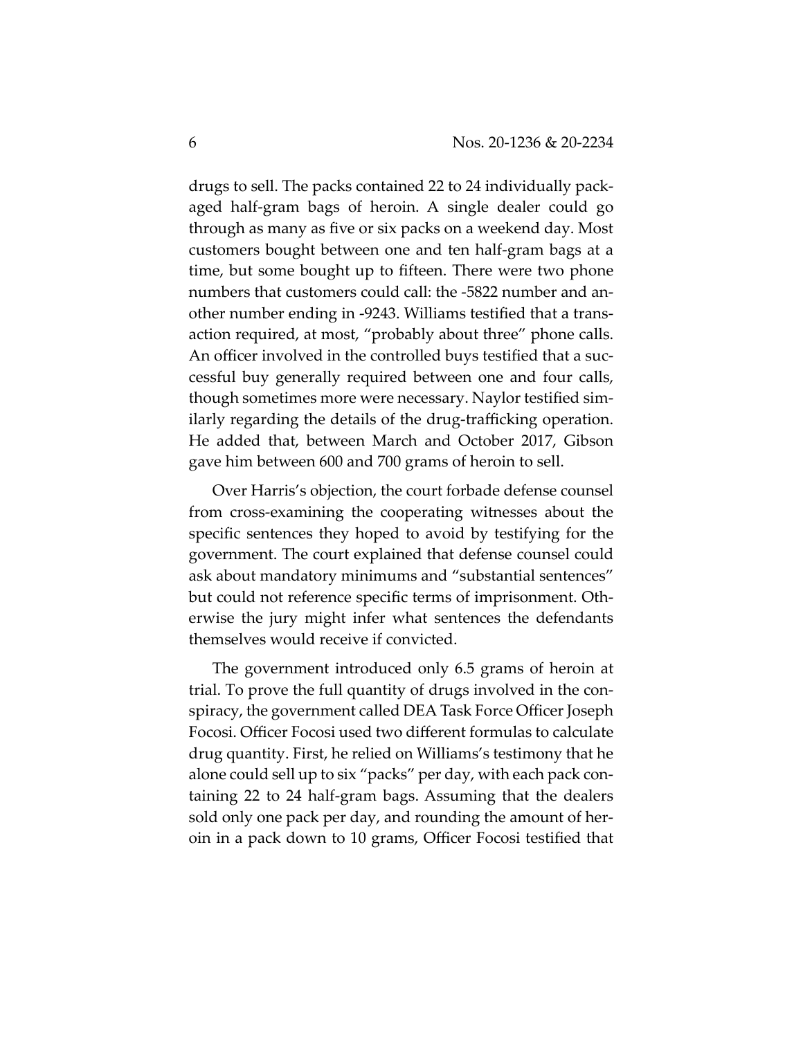drugs to sell. The packs contained 22 to 24 individually packaged half-gram bags of heroin. A single dealer could go through as many as five or six packs on a weekend day. Most customers bought between one and ten half-gram bags at a time, but some bought up to fifteen. There were two phone numbers that customers could call: the -5822 number and another number ending in -9243. Williams testified that a transaction required, at most, "probably about three" phone calls. An officer involved in the controlled buys testified that a successful buy generally required between one and four calls, though sometimes more were necessary. Naylor testified similarly regarding the details of the drug-trafficking operation. He added that, between March and October 2017, Gibson gave him between 600 and 700 grams of heroin to sell.

Over Harris's objection, the court forbade defense counsel from cross-examining the cooperating witnesses about the specific sentences they hoped to avoid by testifying for the government. The court explained that defense counsel could ask about mandatory minimums and "substantial sentences" but could not reference specific terms of imprisonment. Otherwise the jury might infer what sentences the defendants themselves would receive if convicted.

The government introduced only 6.5 grams of heroin at trial. To prove the full quantity of drugs involved in the conspiracy, the government called DEA Task Force Officer Joseph Focosi. Officer Focosi used two different formulas to calculate drug quantity. First, he relied on Williams's testimony that he alone could sell up to six "packs" per day, with each pack containing 22 to 24 half-gram bags. Assuming that the dealers sold only one pack per day, and rounding the amount of heroin in a pack down to 10 grams, Officer Focosi testified that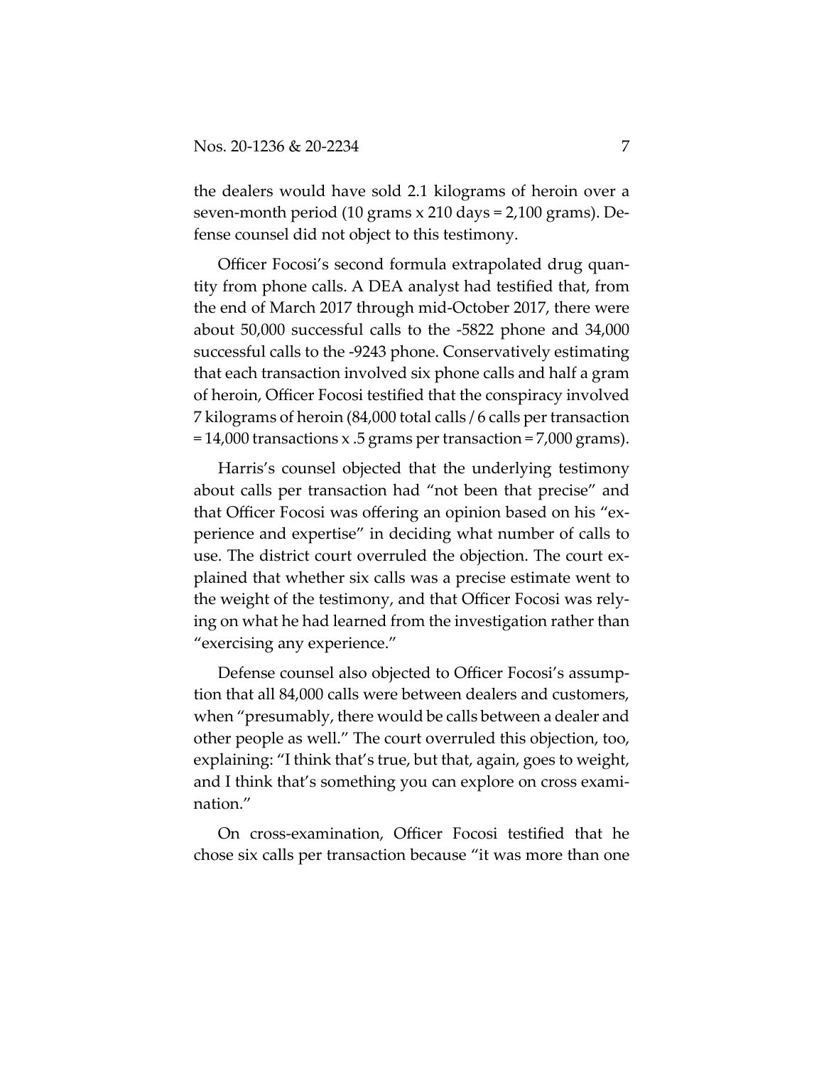the dealers would have sold 2.1 kilograms of heroin over a seven-month period (10 grams x 210 days = 2,100 grams). Defense counsel did not object to this testimony.

Officer Focosi's second formula extrapolated drug quantity from phone calls. A DEA analyst had testified that, from the end of March 2017 through mid-October 2017, there were about 50,000 successful calls to the -5822 phone and 34,000 successful calls to the -9243 phone. Conservatively estimating that each transaction involved six phone calls and half a gram of heroin, Officer Focosi testified that the conspiracy involved 7 kilograms of heroin (84,000 total calls / 6 calls per transaction = 14,000 transactions x .5 grams per transaction = 7,000 grams).

Harris's counsel objected that the underlying testimony about calls per transaction had "not been that precise" and that Officer Focosi was offering an opinion based on his "experience and expertise" in deciding what number of calls to use. The district court overruled the objection. The court explained that whether six calls was a precise estimate went to the weight of the testimony, and that Officer Focosi was relying on what he had learned from the investigation rather than "exercising any experience."

Defense counsel also objected to Officer Focosi's assumption that all 84,000 calls were between dealers and customers, when "presumably, there would be calls between a dealer and other people as well." The court overruled this objection, too, explaining: "I think that's true, but that, again, goes to weight, and I think that's something you can explore on cross examination."

On cross-examination, Officer Focosi testified that he chose six calls per transaction because "it was more than one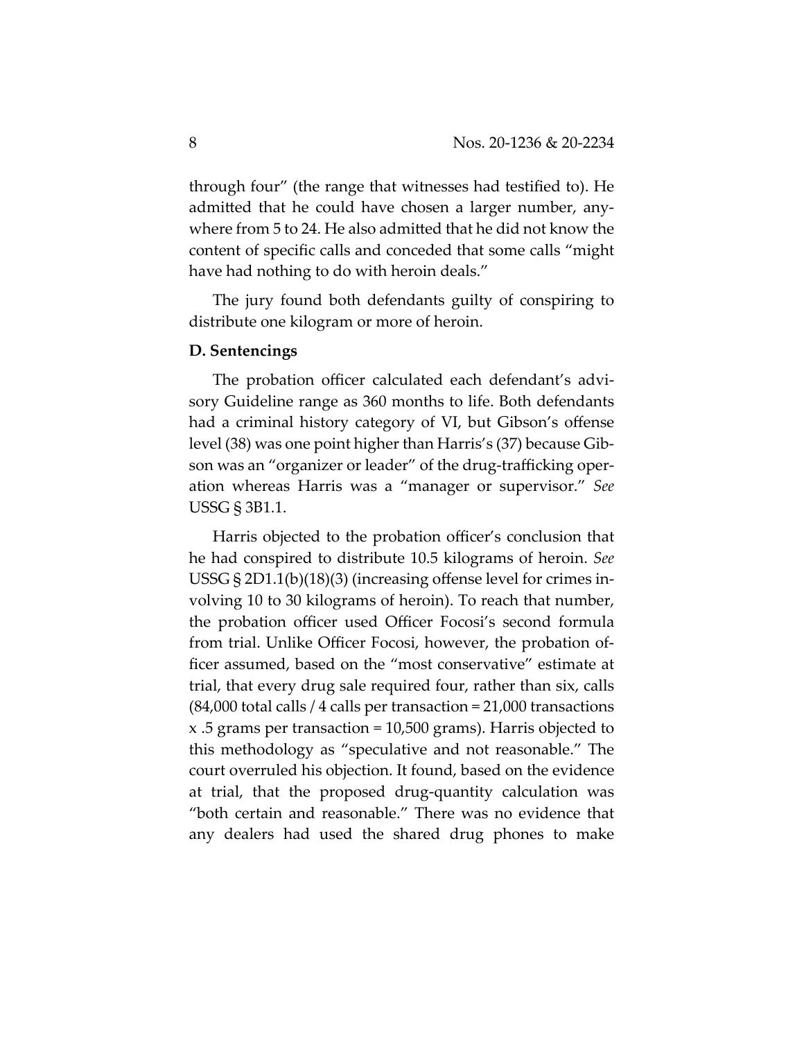through four" (the range that witnesses had testified to). He admitted that he could have chosen a larger number, anywhere from 5 to 24. He also admitted that he did not know the content of specific calls and conceded that some calls "might have had nothing to do with heroin deals."

The jury found both defendants guilty of conspiring to distribute one kilogram or more of heroin.

**D. Sentencings**

The probation officer calculated each defendant's advisory Guideline range as 360 months to life. Both defendants had a criminal history category of VI, but Gibson's offense level (38) was one point higher than Harris's (37) because Gibson was an "organizer or leader" of the drug-trafficking operation whereas Harris was a "manager or supervisor." *See* USSG § 3B1.1.

Harris objected to the probation officer's conclusion that he had conspired to distribute 10.5 kilograms of heroin. *See* USSG § 2D1.1(b)(18)(3) (increasing offense level for crimes involving 10 to 30 kilograms of heroin). To reach that number, the probation officer used Officer Focosi's second formula from trial. Unlike Officer Focosi, however, the probation officer assumed, based on the "most conservative" estimate at trial, that every drug sale required four, rather than six, calls (84,000 total calls / 4 calls per transaction = 21,000 transactions x .5 grams per transaction = 10,500 grams). Harris objected to this methodology as "speculative and not reasonable." The court overruled his objection. It found, based on the evidence at trial, that the proposed drug-quantity calculation was "both certain and reasonable." There was no evidence that any dealers had used the shared drug phones to make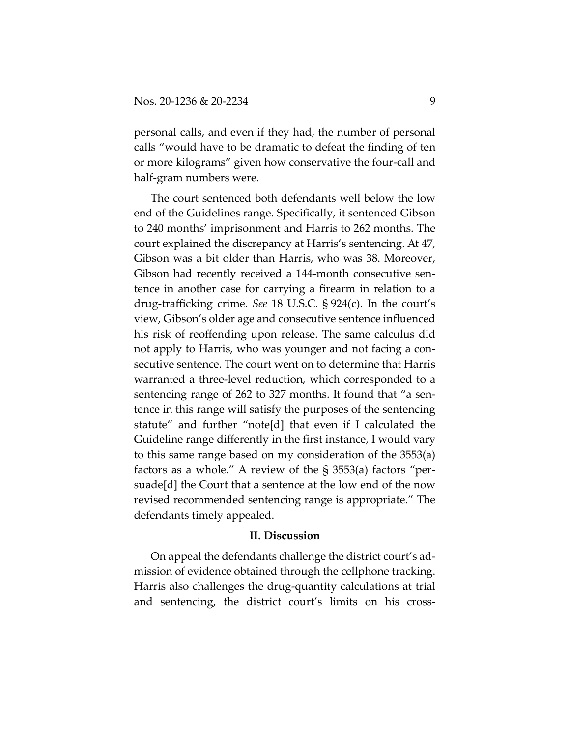personal calls, and even if they had, the number of personal calls "would have to be dramatic to defeat the finding of ten or more kilograms" given how conservative the four-call and half-gram numbers were.

The court sentenced both defendants well below the low end of the Guidelines range. Specifically, it sentenced Gibson to 240 months' imprisonment and Harris to 262 months. The court explained the discrepancy at Harris's sentencing. At 47, Gibson was a bit older than Harris, who was 38. Moreover, Gibson had recently received a 144-month consecutive sentence in another case for carrying a firearm in relation to a drug-trafficking crime. *See* 18 U.S.C. § 924(c). In the court's view, Gibson's older age and consecutive sentence influenced his risk of reoffending upon release. The same calculus did not apply to Harris, who was younger and not facing a consecutive sentence. The court went on to determine that Harris warranted a three-level reduction, which corresponded to a sentencing range of 262 to 327 months. It found that "a sentence in this range will satisfy the purposes of the sentencing statute" and further "note[d] that even if I calculated the Guideline range differently in the first instance, I would vary to this same range based on my consideration of the 3553(a) factors as a whole." A review of the § 3553(a) factors "persuade[d] the Court that a sentence at the low end of the now revised recommended sentencing range is appropriate." The defendants timely appealed.

## II. Discussion

On appeal the defendants challenge the district court's admission of evidence obtained through the cellphone tracking. Harris also challenges the drug-quantity calculations at trial and sentencing, the district court's limits on his cross-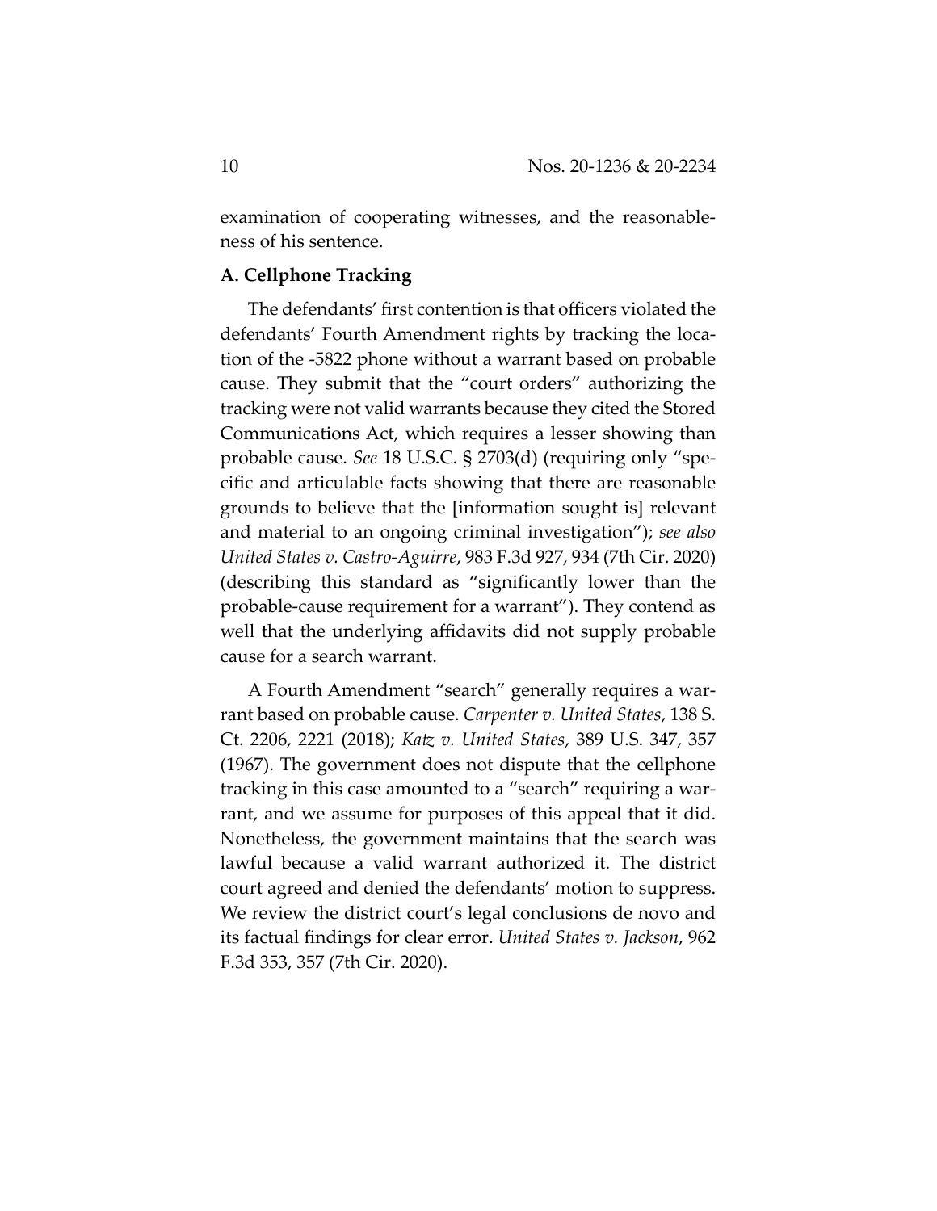examination of cooperating witnesses, and the reasonableness of his sentence.

### A. Cellphone Tracking

The defendants' first contention is that officers violated the defendants' Fourth Amendment rights by tracking the location of the -5822 phone without a warrant based on probable cause. They submit that the "court orders" authorizing the tracking were not valid warrants because they cited the Stored Communications Act, which requires a lesser showing than probable cause. *See* 18 U.S.C. § 2703(d) (requiring only "specific and articulable facts showing that there are reasonable grounds to believe that the [information sought is] relevant and material to an ongoing criminal investigation"); *see also United States v. Castro-Aguirre*, 983 F.3d 927, 934 (7th Cir. 2020) (describing this standard as "significantly lower than the probable-cause requirement for a warrant"). They contend as well that the underlying affidavits did not supply probable cause for a search warrant.

A Fourth Amendment "search" generally requires a warrant based on probable cause. *Carpenter v. United States*, 138 S. Ct. 2206, 2221 (2018); *Katz v. United States*, 389 U.S. 347, 357 (1967). The government does not dispute that the cellphone tracking in this case amounted to a "search" requiring a warrant, and we assume for purposes of this appeal that it did. Nonetheless, the government maintains that the search was lawful because a valid warrant authorized it. The district court agreed and denied the defendants' motion to suppress. We review the district court's legal conclusions de novo and its factual findings for clear error. *United States v. Jackson*, 962 F.3d 353, 357 (7th Cir. 2020).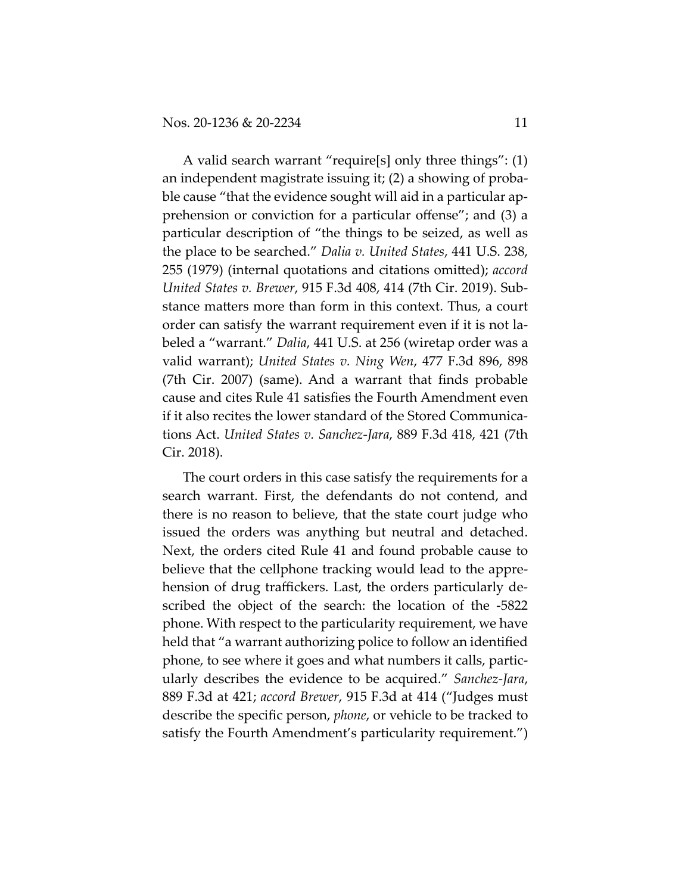A valid search warrant "require[s] only three things": (1) an independent magistrate issuing it; (2) a showing of probable cause "that the evidence sought will aid in a particular apprehension or conviction for a particular offense"; and (3) a particular description of "the things to be seized, as well as the place to be searched." *Dalia v. United States*, 441 U.S. 238, 255 (1979) (internal quotations and citations omitted); *accord United States v. Brewer*, 915 F.3d 408, 414 (7th Cir. 2019). Substance matters more than form in this context. Thus, a court order can satisfy the warrant requirement even if it is not labeled a "warrant." *Dalia*, 441 U.S. at 256 (wiretap order was a valid warrant); *United States v. Ning Wen*, 477 F.3d 896, 898 (7th Cir. 2007) (same). And a warrant that finds probable cause and cites Rule 41 satisfies the Fourth Amendment even if it also recites the lower standard of the Stored Communications Act. *United States v. Sanchez-Jara*, 889 F.3d 418, 421 (7th Cir. 2018).

The court orders in this case satisfy the requirements for a search warrant. First, the defendants do not contend, and there is no reason to believe, that the state court judge who issued the orders was anything but neutral and detached. Next, the orders cited Rule 41 and found probable cause to believe that the cellphone tracking would lead to the apprehension of drug traffickers. Last, the orders particularly described the object of the search: the location of the -5822 phone. With respect to the particularity requirement, we have held that "a warrant authorizing police to follow an identified phone, to see where it goes and what numbers it calls, particularly describes the evidence to be acquired." *Sanchez-Jara*, 889 F.3d at 421; *accord Brewer*, 915 F.3d at 414 ("Judges must describe the specific person, *phone*, or vehicle to be tracked to satisfy the Fourth Amendment's particularity requirement.")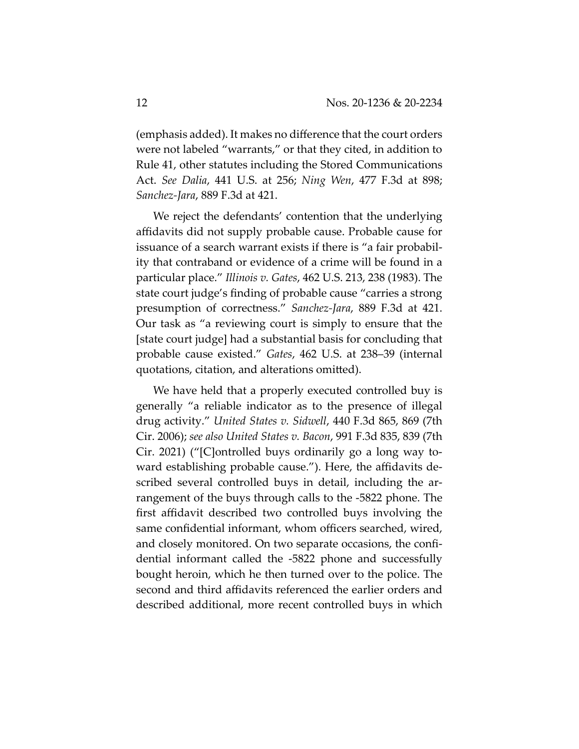(emphasis added). It makes no difference that the court orders were not labeled "warrants," or that they cited, in addition to Rule 41, other statutes including the Stored Communications Act. *See Dalia*, 441 U.S. at 256; *Ning Wen*, 477 F.3d at 898; *Sanchez-Jara*, 889 F.3d at 421.

We reject the defendants' contention that the underlying affidavits did not supply probable cause. Probable cause for issuance of a search warrant exists if there is "a fair probability that contraband or evidence of a crime will be found in a particular place." *Illinois v. Gates*, 462 U.S. 213, 238 (1983). The state court judge's finding of probable cause "carries a strong presumption of correctness." *Sanchez-Jara*, 889 F.3d at 421. Our task as "a reviewing court is simply to ensure that the [state court judge] had a substantial basis for concluding that probable cause existed." *Gates*, 462 U.S. at 238–39 (internal quotations, citation, and alterations omitted).

We have held that a properly executed controlled buy is generally "a reliable indicator as to the presence of illegal drug activity." *United States v. Sidwell*, 440 F.3d 865, 869 (7th Cir. 2006); *see also United States v. Bacon*, 991 F.3d 835, 839 (7th Cir. 2021) ("[C]ontrolled buys ordinarily go a long way toward establishing probable cause."). Here, the affidavits described several controlled buys in detail, including the arrangement of the buys through calls to the -5822 phone. The first affidavit described two controlled buys involving the same confidential informant, whom officers searched, wired, and closely monitored. On two separate occasions, the confidential informant called the -5822 phone and successfully bought heroin, which he then turned over to the police. The second and third affidavits referenced the earlier orders and described additional, more recent controlled buys in which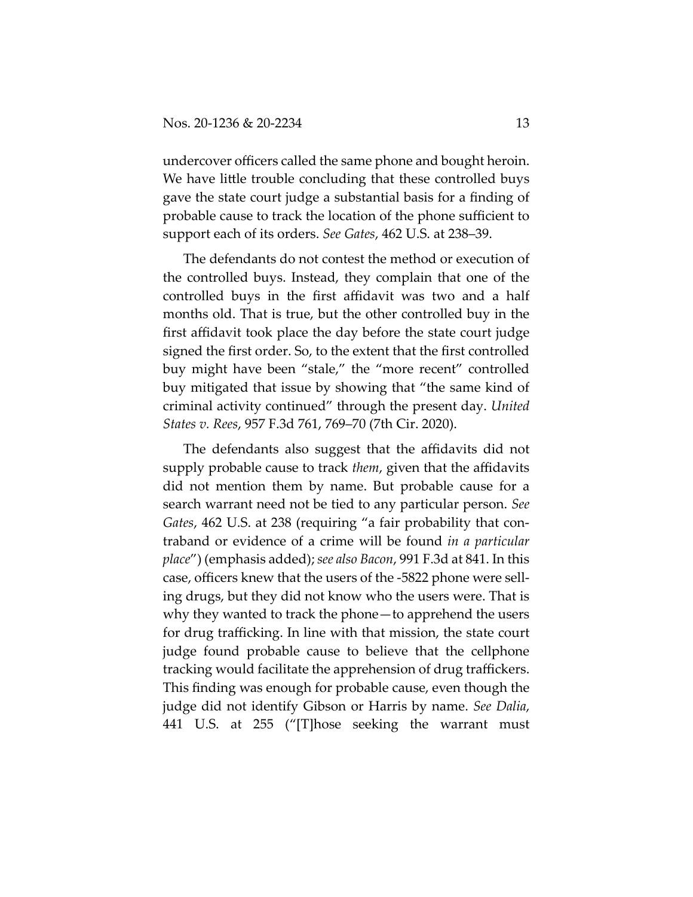undercover officers called the same phone and bought heroin. We have little trouble concluding that these controlled buys gave the state court judge a substantial basis for a finding of probable cause to track the location of the phone sufficient to support each of its orders. *See Gates*, 462 U.S. at 238–39.

The defendants do not contest the method or execution of the controlled buys. Instead, they complain that one of the controlled buys in the first affidavit was two and a half months old. That is true, but the other controlled buy in the first affidavit took place the day before the state court judge signed the first order. So, to the extent that the first controlled buy might have been "stale," the "more recent" controlled buy mitigated that issue by showing that "the same kind of criminal activity continued" through the present day. *United States v. Rees*, 957 F.3d 761, 769–70 (7th Cir. 2020).

The defendants also suggest that the affidavits did not supply probable cause to track *them*, given that the affidavits did not mention them by name. But probable cause for a search warrant need not be tied to any particular person. *See Gates*, 462 U.S. at 238 (requiring "a fair probability that contraband or evidence of a crime will be found *in a particular place*") (emphasis added); *see also Bacon*, 991 F.3d at 841. In this case, officers knew that the users of the -5822 phone were selling drugs, but they did not know who the users were. That is why they wanted to track the phone—to apprehend the users for drug trafficking. In line with that mission, the state court judge found probable cause to believe that the cellphone tracking would facilitate the apprehension of drug traffickers. This finding was enough for probable cause, even though the judge did not identify Gibson or Harris by name. *See Dalia*, 441 U.S. at 255 ("[T]hose seeking the warrant must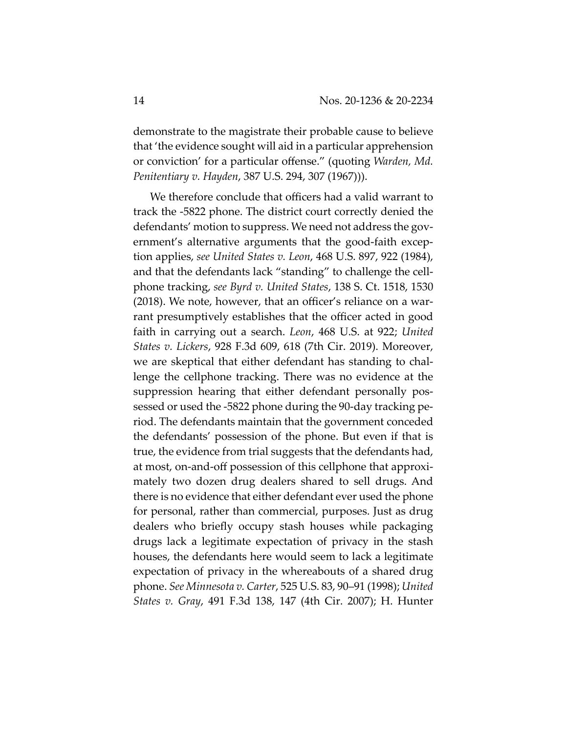demonstrate to the magistrate their probable cause to believe that 'the evidence sought will aid in a particular apprehension or conviction' for a particular offense." (quoting *Warden, Md. Penitentiary v. Hayden*, 387 U.S. 294, 307 (1967))).

We therefore conclude that officers had a valid warrant to track the -5822 phone. The district court correctly denied the defendants' motion to suppress. We need not address the government's alternative arguments that the good-faith exception applies, *see United States v. Leon*, 468 U.S. 897, 922 (1984), and that the defendants lack "standing" to challenge the cellphone tracking, *see Byrd v. United States*, 138 S. Ct. 1518, 1530 (2018). We note, however, that an officer's reliance on a warrant presumptively establishes that the officer acted in good faith in carrying out a search. *Leon*, 468 U.S. at 922; *United States v. Lickers*, 928 F.3d 609, 618 (7th Cir. 2019). Moreover, we are skeptical that either defendant has standing to challenge the cellphone tracking. There was no evidence at the suppression hearing that either defendant personally possessed or used the -5822 phone during the 90-day tracking period. The defendants maintain that the government conceded the defendants' possession of the phone. But even if that is true, the evidence from trial suggests that the defendants had, at most, on-and-off possession of this cellphone that approximately two dozen drug dealers shared to sell drugs. And there is no evidence that either defendant ever used the phone for personal, rather than commercial, purposes. Just as drug dealers who briefly occupy stash houses while packaging drugs lack a legitimate expectation of privacy in the stash houses, the defendants here would seem to lack a legitimate expectation of privacy in the whereabouts of a shared drug phone. *See Minnesota v. Carter*, 525 U.S. 83, 90–91 (1998); *United States v. Gray*, 491 F.3d 138, 147 (4th Cir. 2007); H. Hunter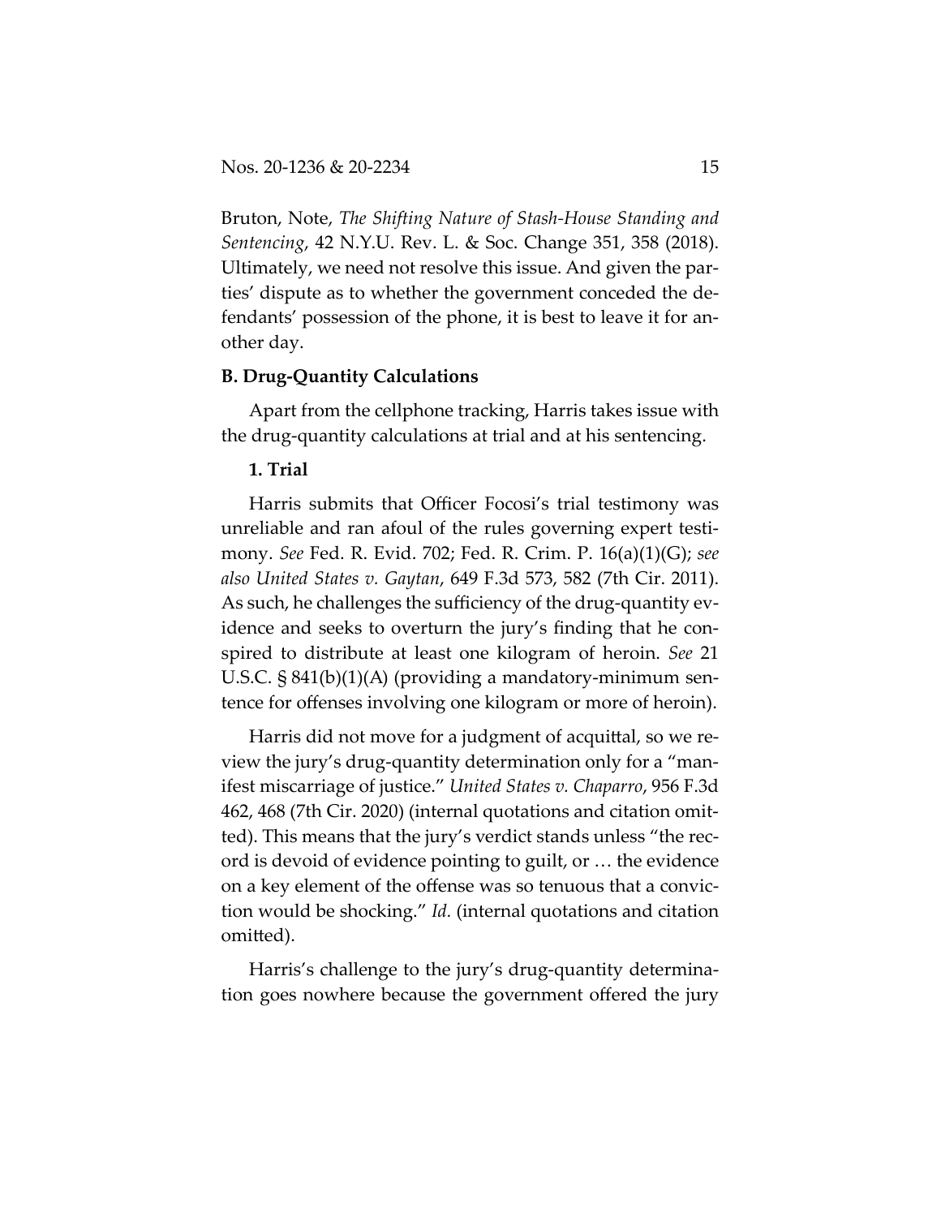Bruton, Note, *The Shifting Nature of Stash-House Standing and Sentencing*, 42 N.Y.U. Rev. L. & Soc. Change 351, 358 (2018). Ultimately, we need not resolve this issue. And given the parties' dispute as to whether the government conceded the defendants' possession of the phone, it is best to leave it for another day.

**B. Drug-Quantity Calculations**

Apart from the cellphone tracking, Harris takes issue with the drug-quantity calculations at trial and at his sentencing.

**1. Trial**

Harris submits that Officer Focosi's trial testimony was unreliable and ran afoul of the rules governing expert testimony. *See* Fed. R. Evid. 702; Fed. R. Crim. P. 16(a)(1)(G); *see also United States v. Gaytan*, 649 F.3d 573, 582 (7th Cir. 2011). As such, he challenges the sufficiency of the drug-quantity evidence and seeks to overturn the jury's finding that he conspired to distribute at least one kilogram of heroin. *See* 21 U.S.C. § 841(b)(1)(A) (providing a mandatory-minimum sentence for offenses involving one kilogram or more of heroin).

Harris did not move for a judgment of acquittal, so we review the jury's drug-quantity determination only for a "manifest miscarriage of justice." *United States v. Chaparro*, 956 F.3d 462, 468 (7th Cir. 2020) (internal quotations and citation omitted). This means that the jury's verdict stands unless "the record is devoid of evidence pointing to guilt, or … the evidence on a key element of the offense was so tenuous that a conviction would be shocking." *Id.* (internal quotations and citation omitted).

Harris's challenge to the jury's drug-quantity determination goes nowhere because the government offered the jury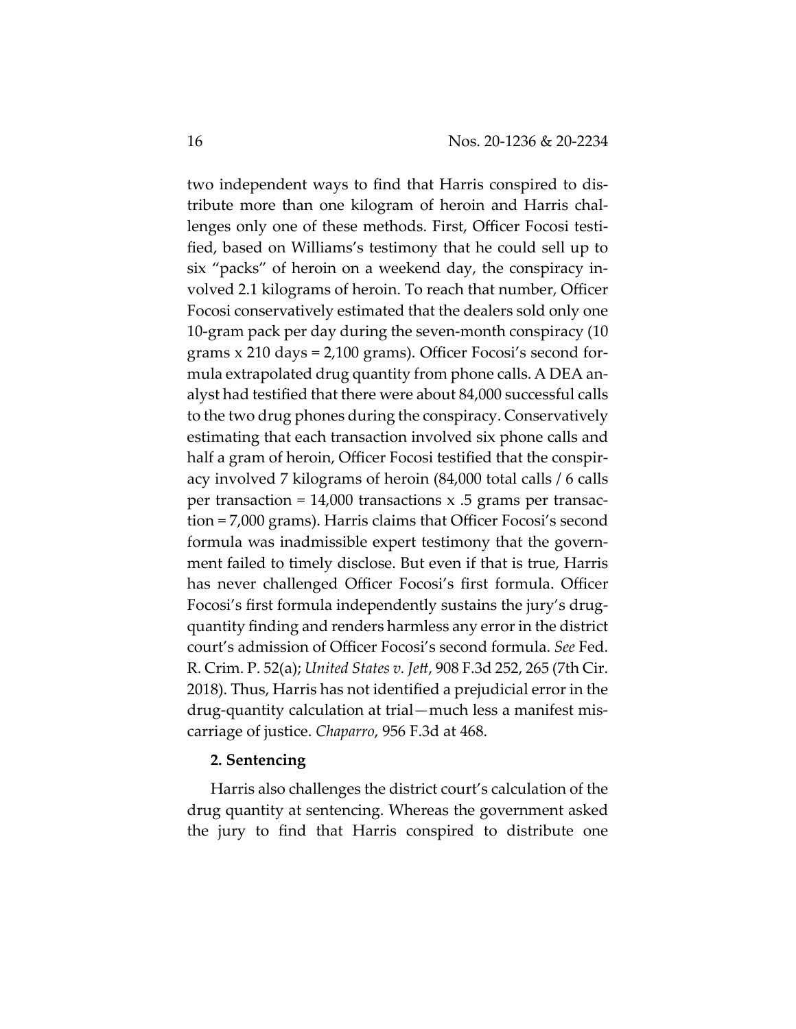two independent ways to find that Harris conspired to distribute more than one kilogram of heroin and Harris challenges only one of these methods. First, Officer Focosi testified, based on Williams's testimony that he could sell up to six "packs" of heroin on a weekend day, the conspiracy involved 2.1 kilograms of heroin. To reach that number, Officer Focosi conservatively estimated that the dealers sold only one 10-gram pack per day during the seven-month conspiracy (10 grams x 210 days = 2,100 grams). Officer Focosi's second formula extrapolated drug quantity from phone calls. A DEA analyst had testified that there were about 84,000 successful calls to the two drug phones during the conspiracy. Conservatively estimating that each transaction involved six phone calls and half a gram of heroin, Officer Focosi testified that the conspiracy involved 7 kilograms of heroin (84,000 total calls / 6 calls per transaction = 14,000 transactions x .5 grams per transaction = 7,000 grams). Harris claims that Officer Focosi's second formula was inadmissible expert testimony that the government failed to timely disclose. But even if that is true, Harris has never challenged Officer Focosi's first formula. Officer Focosi's first formula independently sustains the jury's drug-quantity finding and renders harmless any error in the district court's admission of Officer Focosi's second formula. *See* Fed. R. Crim. P. 52(a); *United States v. Jett*, 908 F.3d 252, 265 (7th Cir. 2018). Thus, Harris has not identified a prejudicial error in the drug-quantity calculation at trial—much less a manifest miscarriage of justice. *Chaparro*, 956 F.3d at 468.

**2. Sentencing**

Harris also challenges the district court's calculation of the drug quantity at sentencing. Whereas the government asked the jury to find that Harris conspired to distribute one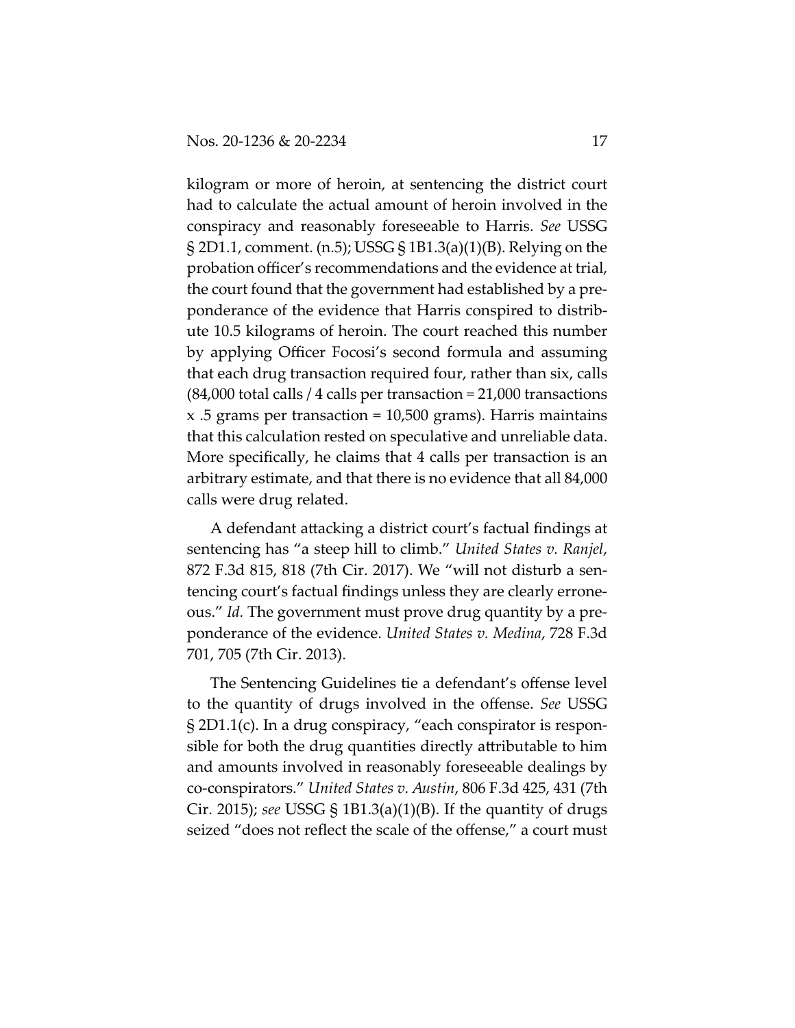kilogram or more of heroin, at sentencing the district court had to calculate the actual amount of heroin involved in the conspiracy and reasonably foreseeable to Harris. *See* USSG § 2D1.1, comment. (n.5); USSG § 1B1.3(a)(1)(B). Relying on the probation officer's recommendations and the evidence at trial, the court found that the government had established by a preponderance of the evidence that Harris conspired to distribute 10.5 kilograms of heroin. The court reached this number by applying Officer Focosi's second formula and assuming that each drug transaction required four, rather than six, calls (84,000 total calls / 4 calls per transaction = 21,000 transactions x .5 grams per transaction = 10,500 grams). Harris maintains that this calculation rested on speculative and unreliable data. More specifically, he claims that 4 calls per transaction is an arbitrary estimate, and that there is no evidence that all 84,000 calls were drug related.

A defendant attacking a district court's factual findings at sentencing has "a steep hill to climb." *United States v. Ranjel*, 872 F.3d 815, 818 (7th Cir. 2017). We "will not disturb a sentencing court's factual findings unless they are clearly erroneous." *Id.* The government must prove drug quantity by a preponderance of the evidence. *United States v. Medina*, 728 F.3d 701, 705 (7th Cir. 2013).

The Sentencing Guidelines tie a defendant's offense level to the quantity of drugs involved in the offense. *See* USSG § 2D1.1(c). In a drug conspiracy, "each conspirator is responsible for both the drug quantities directly attributable to him and amounts involved in reasonably foreseeable dealings by co-conspirators." *United States v. Austin*, 806 F.3d 425, 431 (7th Cir. 2015); *see* USSG § 1B1.3(a)(1)(B). If the quantity of drugs seized "does not reflect the scale of the offense," a court must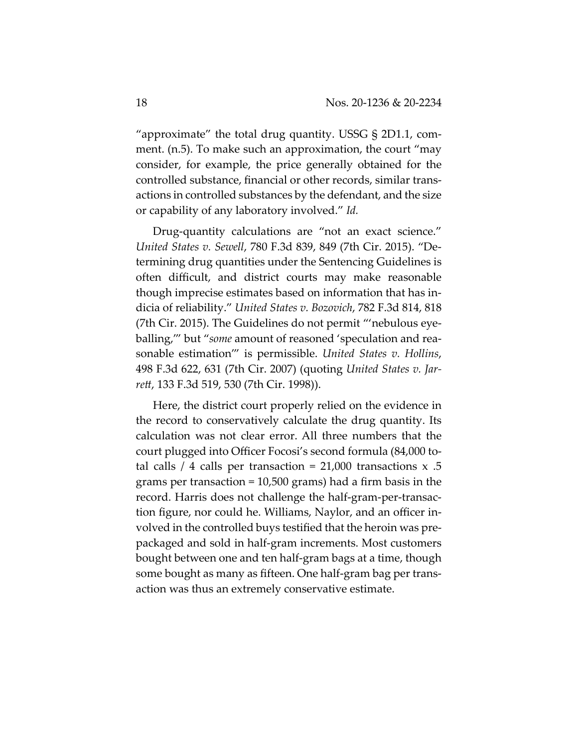"approximate" the total drug quantity. USSG § 2D1.1, comment. (n.5). To make such an approximation, the court "may consider, for example, the price generally obtained for the controlled substance, financial or other records, similar transactions in controlled substances by the defendant, and the size or capability of any laboratory involved." *Id.*

Drug-quantity calculations are "not an exact science." *United States v. Sewell*, 780 F.3d 839, 849 (7th Cir. 2015). "Determining drug quantities under the Sentencing Guidelines is often difficult, and district courts may make reasonable though imprecise estimates based on information that has indicia of reliability." *United States v. Bozovich*, 782 F.3d 814, 818 (7th Cir. 2015). The Guidelines do not permit "'nebulous eyeballing,'" but "*some* amount of reasoned 'speculation and reasonable estimation'" is permissible. *United States v. Hollins*, 498 F.3d 622, 631 (7th Cir. 2007) (quoting *United States v. Jarrett*, 133 F.3d 519, 530 (7th Cir. 1998)).

Here, the district court properly relied on the evidence in the record to conservatively calculate the drug quantity. Its calculation was not clear error. All three numbers that the court plugged into Officer Focosi's second formula (84,000 total calls / 4 calls per transaction = 21,000 transactions x .5 grams per transaction = 10,500 grams) had a firm basis in the record. Harris does not challenge the half-gram-per-transaction figure, nor could he. Williams, Naylor, and an officer involved in the controlled buys testified that the heroin was prepackaged and sold in half-gram increments. Most customers bought between one and ten half-gram bags at a time, though some bought as many as fifteen. One half-gram bag per transaction was thus an extremely conservative estimate.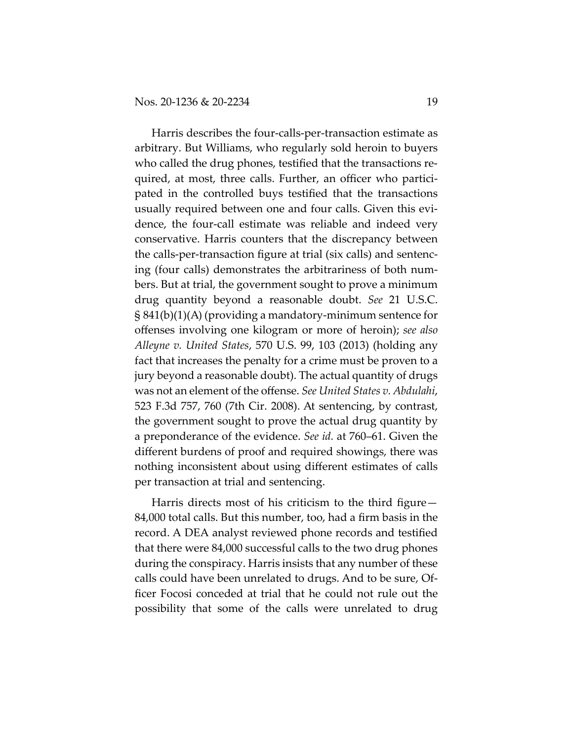Harris describes the four-calls-per-transaction estimate as arbitrary. But Williams, who regularly sold heroin to buyers who called the drug phones, testified that the transactions required, at most, three calls. Further, an officer who participated in the controlled buys testified that the transactions usually required between one and four calls. Given this evidence, the four-call estimate was reliable and indeed very conservative. Harris counters that the discrepancy between the calls-per-transaction figure at trial (six calls) and sentencing (four calls) demonstrates the arbitrariness of both numbers. But at trial, the government sought to prove a minimum drug quantity beyond a reasonable doubt. *See* 21 U.S.C. § 841(b)(1)(A) (providing a mandatory-minimum sentence for offenses involving one kilogram or more of heroin); *see also Alleyne v. United States*, 570 U.S. 99, 103 (2013) (holding any fact that increases the penalty for a crime must be proven to a jury beyond a reasonable doubt). The actual quantity of drugs was not an element of the offense. *See United States v. Abdulahi*, 523 F.3d 757, 760 (7th Cir. 2008). At sentencing, by contrast, the government sought to prove the actual drug quantity by a preponderance of the evidence. *See id.* at 760–61. Given the different burdens of proof and required showings, there was nothing inconsistent about using different estimates of calls per transaction at trial and sentencing.

Harris directs most of his criticism to the third figure—84,000 total calls. But this number, too, had a firm basis in the record. A DEA analyst reviewed phone records and testified that there were 84,000 successful calls to the two drug phones during the conspiracy. Harris insists that any number of these calls could have been unrelated to drugs. And to be sure, Officer Focosi conceded at trial that he could not rule out the possibility that some of the calls were unrelated to drug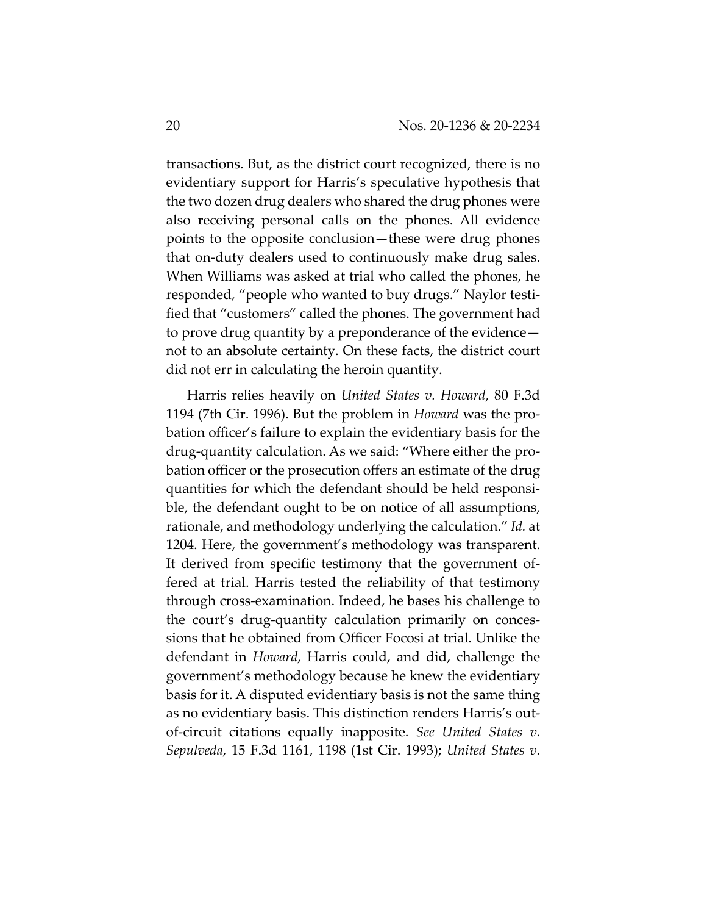transactions. But, as the district court recognized, there is no evidentiary support for Harris's speculative hypothesis that the two dozen drug dealers who shared the drug phones were also receiving personal calls on the phones. All evidence points to the opposite conclusion—these were drug phones that on-duty dealers used to continuously make drug sales. When Williams was asked at trial who called the phones, he responded, "people who wanted to buy drugs." Naylor testified that "customers" called the phones. The government had to prove drug quantity by a preponderance of the evidence—not to an absolute certainty. On these facts, the district court did not err in calculating the heroin quantity.

Harris relies heavily on *United States v. Howard*, 80 F.3d 1194 (7th Cir. 1996). But the problem in *Howard* was the probation officer's failure to explain the evidentiary basis for the drug-quantity calculation. As we said: "Where either the probation officer or the prosecution offers an estimate of the drug quantities for which the defendant should be held responsible, the defendant ought to be on notice of all assumptions, rationale, and methodology underlying the calculation." *Id.* at 1204. Here, the government's methodology was transparent. It derived from specific testimony that the government offered at trial. Harris tested the reliability of that testimony through cross-examination. Indeed, he bases his challenge to the court's drug-quantity calculation primarily on concessions that he obtained from Officer Focosi at trial. Unlike the defendant in *Howard*, Harris could, and did, challenge the government's methodology because he knew the evidentiary basis for it. A disputed evidentiary basis is not the same thing as no evidentiary basis. This distinction renders Harris's out-of-circuit citations equally inapposite. *See United States v. Sepulveda*, 15 F.3d 1161, 1198 (1st Cir. 1993); *United States v.*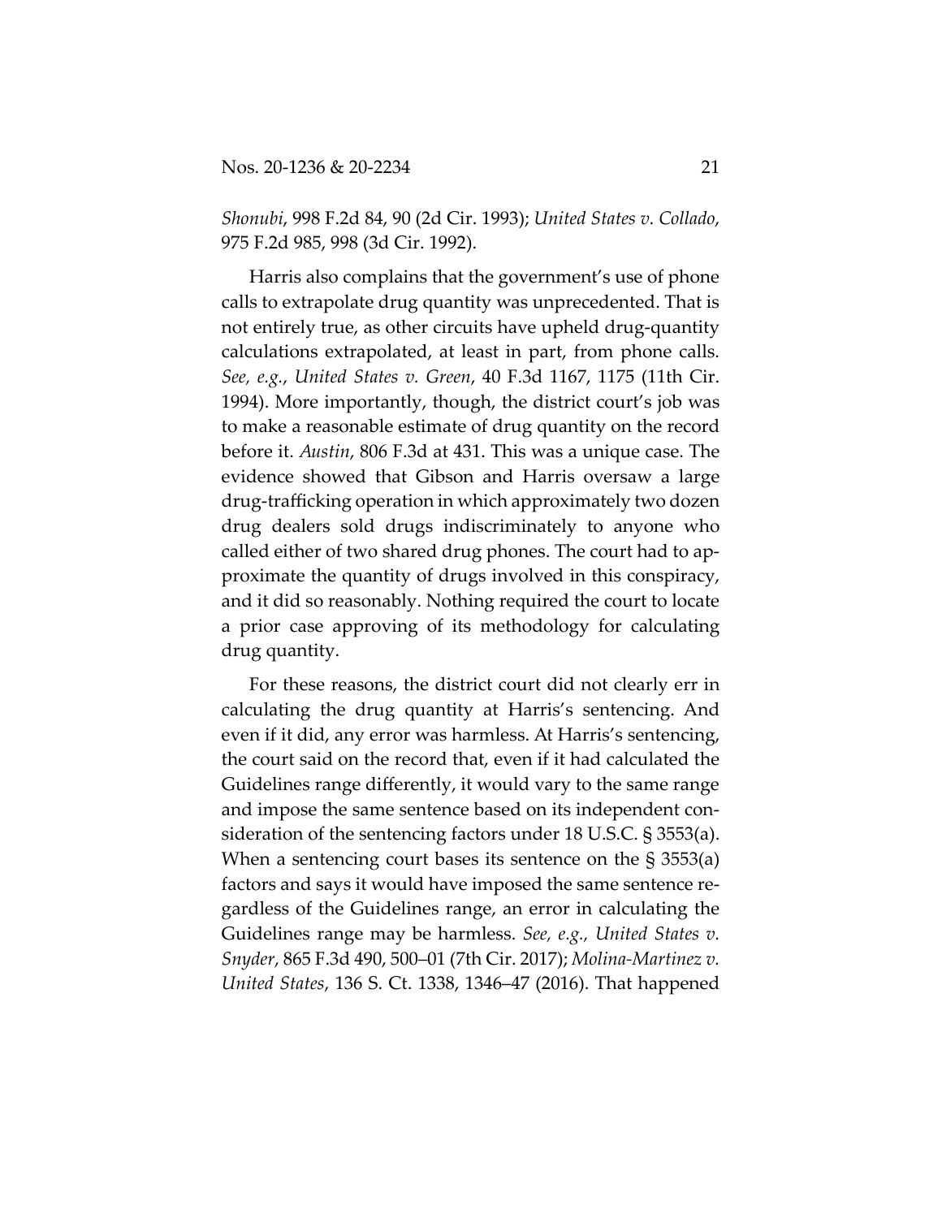*Shonubi*, 998 F.2d 84, 90 (2d Cir. 1993); *United States v. Collado*, 975 F.2d 985, 998 (3d Cir. 1992).

Harris also complains that the government's use of phone calls to extrapolate drug quantity was unprecedented. That is not entirely true, as other circuits have upheld drug-quantity calculations extrapolated, at least in part, from phone calls. *See, e.g.*, *United States v. Green*, 40 F.3d 1167, 1175 (11th Cir. 1994). More importantly, though, the district court's job was to make a reasonable estimate of drug quantity on the record before it. *Austin*, 806 F.3d at 431. This was a unique case. The evidence showed that Gibson and Harris oversaw a large drug-trafficking operation in which approximately two dozen drug dealers sold drugs indiscriminately to anyone who called either of two shared drug phones. The court had to approximate the quantity of drugs involved in this conspiracy, and it did so reasonably. Nothing required the court to locate a prior case approving of its methodology for calculating drug quantity.

For these reasons, the district court did not clearly err in calculating the drug quantity at Harris's sentencing. And even if it did, any error was harmless. At Harris's sentencing, the court said on the record that, even if it had calculated the Guidelines range differently, it would vary to the same range and impose the same sentence based on its independent consideration of the sentencing factors under 18 U.S.C. § 3553(a). When a sentencing court bases its sentence on the § 3553(a) factors and says it would have imposed the same sentence regardless of the Guidelines range, an error in calculating the Guidelines range may be harmless. *See, e.g., United States v. Snyder*, 865 F.3d 490, 500–01 (7th Cir. 2017); *Molina-Martinez v. United States*, 136 S. Ct. 1338, 1346–47 (2016). That happened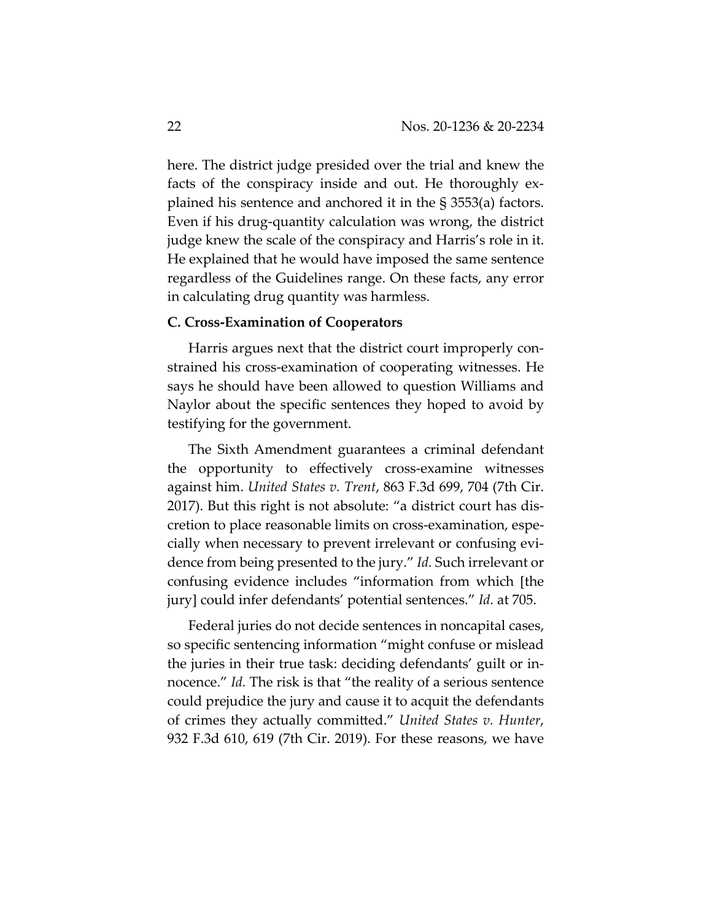here. The district judge presided over the trial and knew the facts of the conspiracy inside and out. He thoroughly explained his sentence and anchored it in the § 3553(a) factors. Even if his drug-quantity calculation was wrong, the district judge knew the scale of the conspiracy and Harris's role in it. He explained that he would have imposed the same sentence regardless of the Guidelines range. On these facts, any error in calculating drug quantity was harmless.

**C. Cross-Examination of Cooperators**

Harris argues next that the district court improperly constrained his cross-examination of cooperating witnesses. He says he should have been allowed to question Williams and Naylor about the specific sentences they hoped to avoid by testifying for the government.

The Sixth Amendment guarantees a criminal defendant the opportunity to effectively cross-examine witnesses against him. *United States v. Trent*, 863 F.3d 699, 704 (7th Cir. 2017). But this right is not absolute: "a district court has discretion to place reasonable limits on cross-examination, especially when necessary to prevent irrelevant or confusing evidence from being presented to the jury." *Id.* Such irrelevant or confusing evidence includes "information from which [the jury] could infer defendants' potential sentences." *Id.* at 705.

Federal juries do not decide sentences in noncapital cases, so specific sentencing information "might confuse or mislead the juries in their true task: deciding defendants' guilt or innocence." *Id.* The risk is that "the reality of a serious sentence could prejudice the jury and cause it to acquit the defendants of crimes they actually committed." *United States v. Hunter*, 932 F.3d 610, 619 (7th Cir. 2019). For these reasons, we have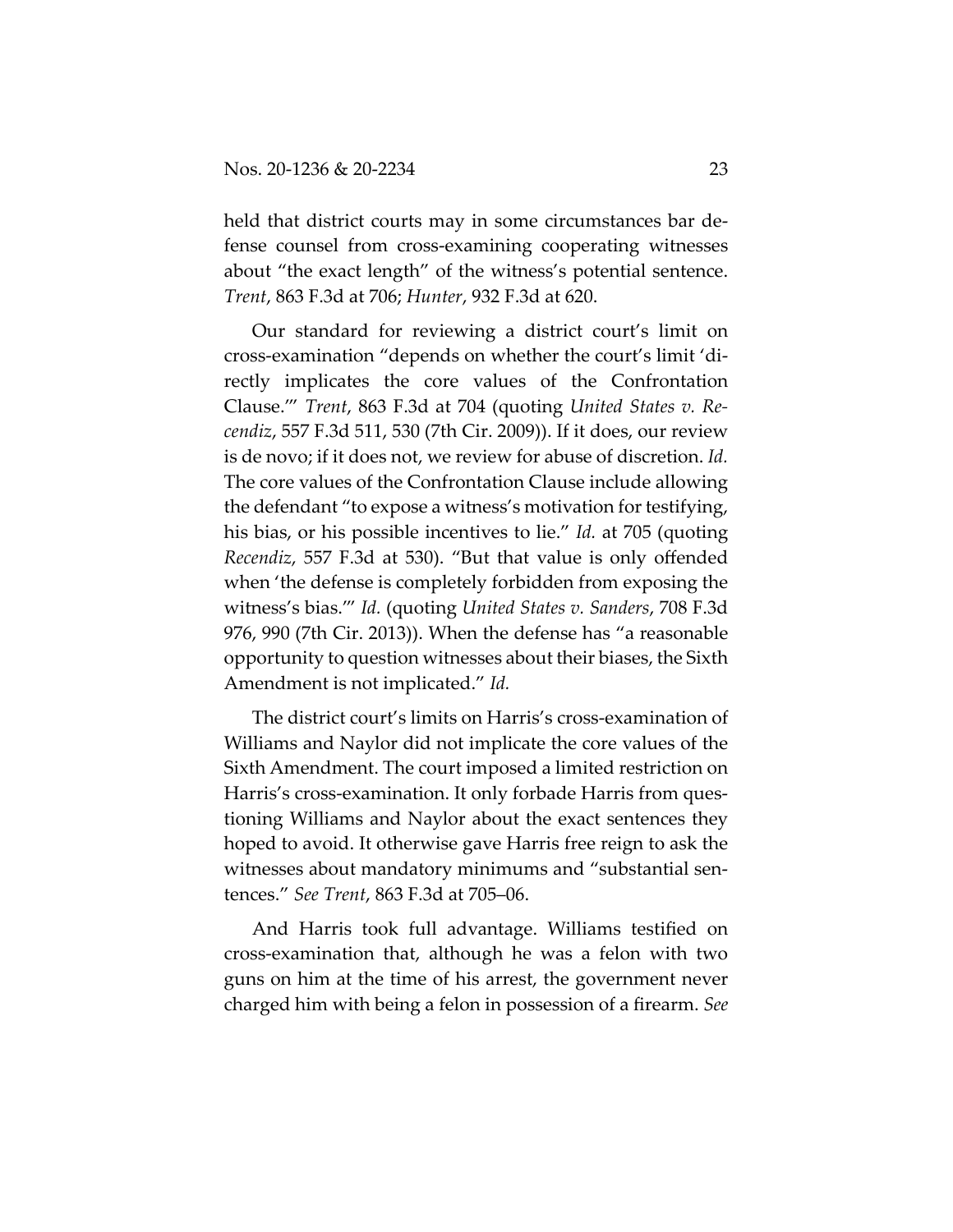held that district courts may in some circumstances bar defense counsel from cross-examining cooperating witnesses about "the exact length" of the witness's potential sentence. *Trent*, 863 F.3d at 706; *Hunter*, 932 F.3d at 620.

Our standard for reviewing a district court's limit on cross-examination "depends on whether the court's limit 'directly implicates the core values of the Confrontation Clause.'" *Trent*, 863 F.3d at 704 (quoting *United States v. Recendiz*, 557 F.3d 511, 530 (7th Cir. 2009)). If it does, our review is de novo; if it does not, we review for abuse of discretion. *Id.* The core values of the Confrontation Clause include allowing the defendant "to expose a witness's motivation for testifying, his bias, or his possible incentives to lie." *Id.* at 705 (quoting *Recendiz*, 557 F.3d at 530). "But that value is only offended when 'the defense is completely forbidden from exposing the witness's bias.'" *Id.* (quoting *United States v. Sanders*, 708 F.3d 976, 990 (7th Cir. 2013)). When the defense has "a reasonable opportunity to question witnesses about their biases, the Sixth Amendment is not implicated." *Id.*

The district court's limits on Harris's cross-examination of Williams and Naylor did not implicate the core values of the Sixth Amendment. The court imposed a limited restriction on Harris's cross-examination. It only forbade Harris from questioning Williams and Naylor about the exact sentences they hoped to avoid. It otherwise gave Harris free reign to ask the witnesses about mandatory minimums and "substantial sentences." *See Trent*, 863 F.3d at 705–06.

And Harris took full advantage. Williams testified on cross-examination that, although he was a felon with two guns on him at the time of his arrest, the government never charged him with being a felon in possession of a firearm. *See*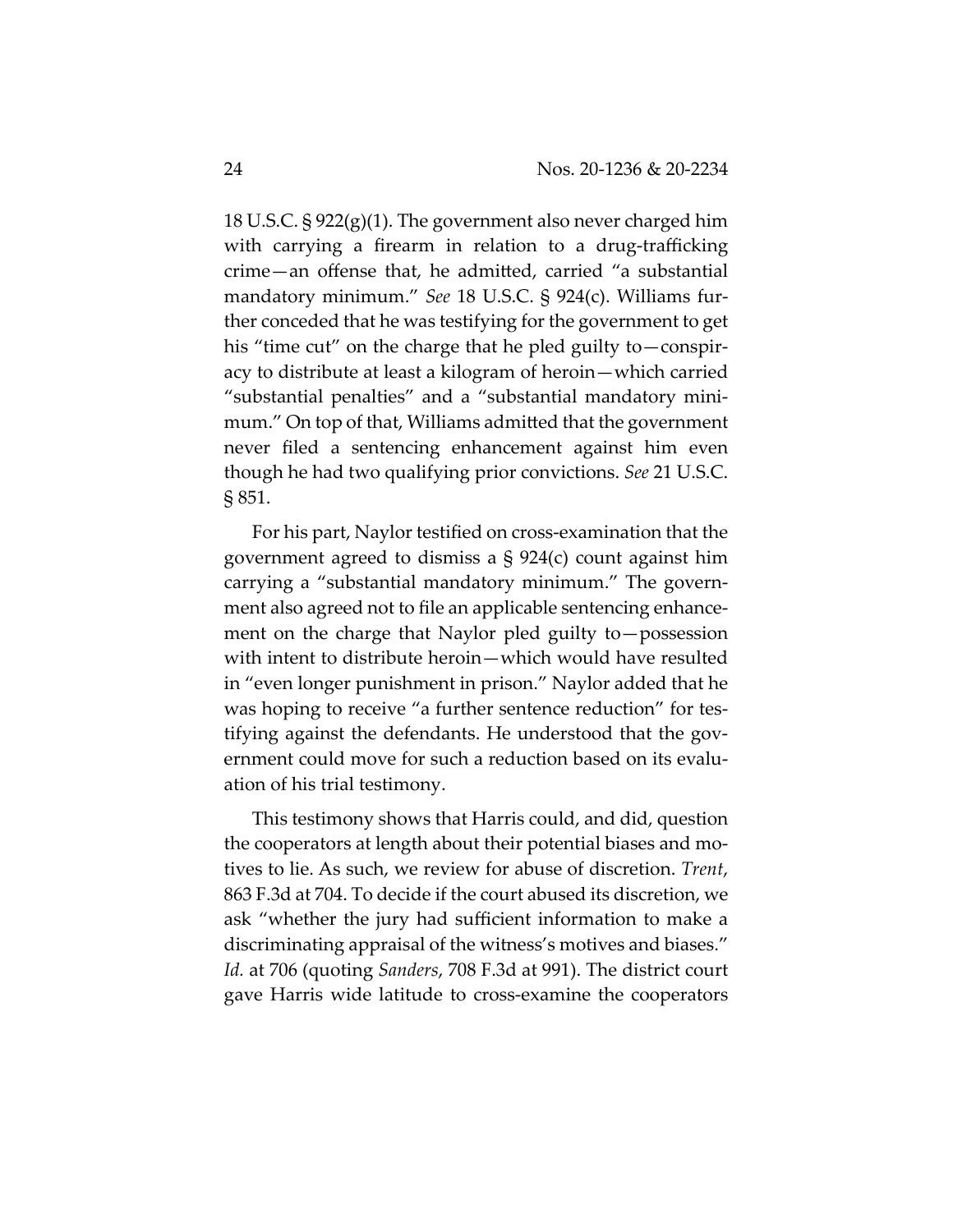18 U.S.C. § 922(g)(1). The government also never charged him with carrying a firearm in relation to a drug-trafficking crime—an offense that, he admitted, carried "a substantial mandatory minimum." *See* 18 U.S.C. § 924(c). Williams further conceded that he was testifying for the government to get his "time cut" on the charge that he pled guilty to—conspiracy to distribute at least a kilogram of heroin—which carried "substantial penalties" and a "substantial mandatory minimum." On top of that, Williams admitted that the government never filed a sentencing enhancement against him even though he had two qualifying prior convictions. *See* 21 U.S.C. § 851.

For his part, Naylor testified on cross-examination that the government agreed to dismiss a § 924(c) count against him carrying a "substantial mandatory minimum." The government also agreed not to file an applicable sentencing enhancement on the charge that Naylor pled guilty to—possession with intent to distribute heroin—which would have resulted in "even longer punishment in prison." Naylor added that he was hoping to receive "a further sentence reduction" for testifying against the defendants. He understood that the government could move for such a reduction based on its evaluation of his trial testimony.

This testimony shows that Harris could, and did, question the cooperators at length about their potential biases and motives to lie. As such, we review for abuse of discretion. *Trent*, 863 F.3d at 704. To decide if the court abused its discretion, we ask "whether the jury had sufficient information to make a discriminating appraisal of the witness's motives and biases." *Id.* at 706 (quoting *Sanders*, 708 F.3d at 991). The district court gave Harris wide latitude to cross-examine the cooperators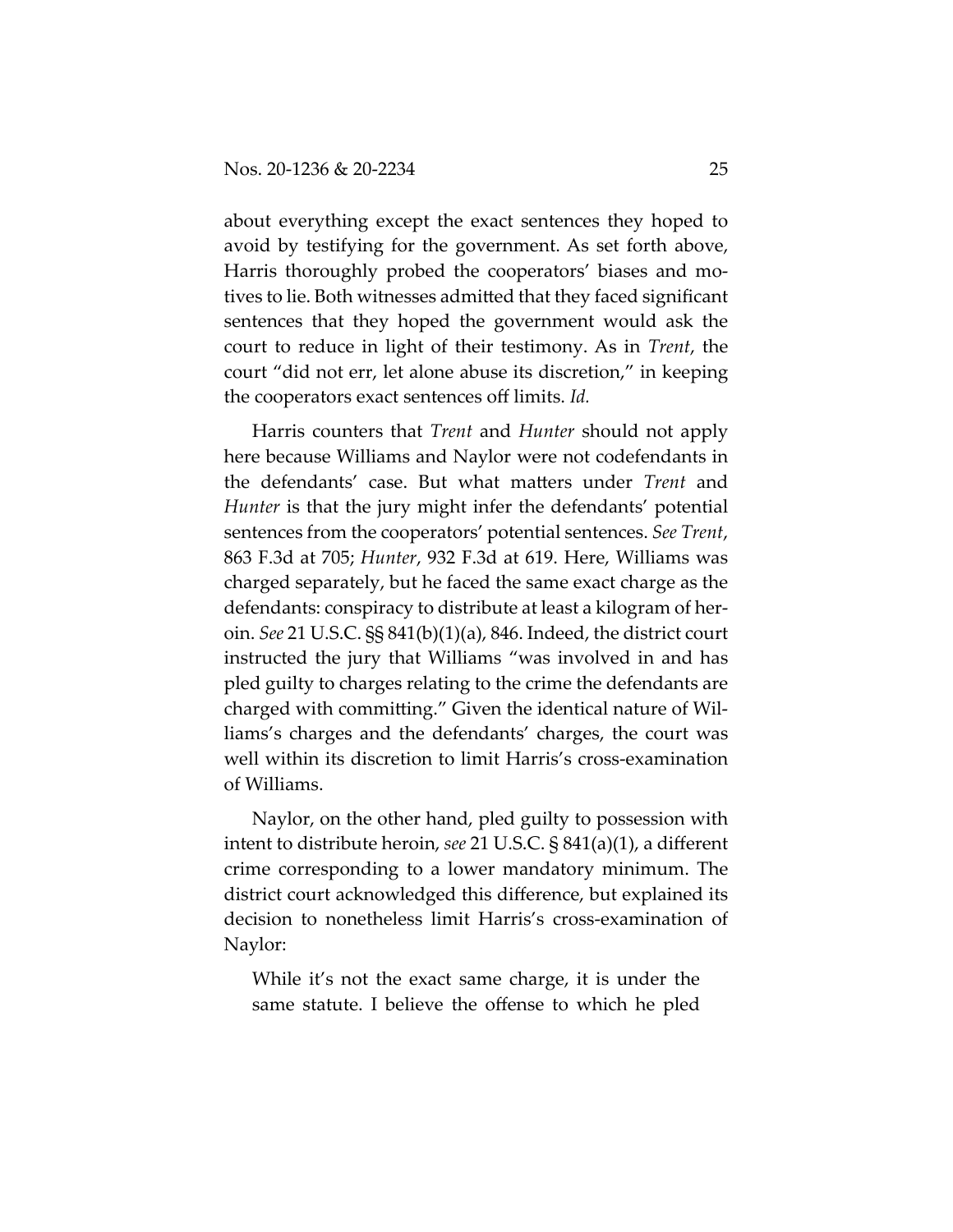about everything except the exact sentences they hoped to avoid by testifying for the government. As set forth above, Harris thoroughly probed the cooperators' biases and motives to lie. Both witnesses admitted that they faced significant sentences that they hoped the government would ask the court to reduce in light of their testimony. As in *Trent*, the court "did not err, let alone abuse its discretion," in keeping the cooperators exact sentences off limits. *Id.*

Harris counters that *Trent* and *Hunter* should not apply here because Williams and Naylor were not codefendants in the defendants' case. But what matters under *Trent* and *Hunter* is that the jury might infer the defendants' potential sentences from the cooperators' potential sentences. *See Trent*, 863 F.3d at 705; *Hunter*, 932 F.3d at 619. Here, Williams was charged separately, but he faced the same exact charge as the defendants: conspiracy to distribute at least a kilogram of heroin. *See* 21 U.S.C. §§ 841(b)(1)(a), 846. Indeed, the district court instructed the jury that Williams "was involved in and has pled guilty to charges relating to the crime the defendants are charged with committing." Given the identical nature of Williams's charges and the defendants' charges, the court was well within its discretion to limit Harris's cross-examination of Williams.

Naylor, on the other hand, pled guilty to possession with intent to distribute heroin, *see* 21 U.S.C. § 841(a)(1), a different crime corresponding to a lower mandatory minimum. The district court acknowledged this difference, but explained its decision to nonetheless limit Harris's cross-examination of Naylor:

> While it's not the exact same charge, it is under the same statute. I believe the offense to which he pled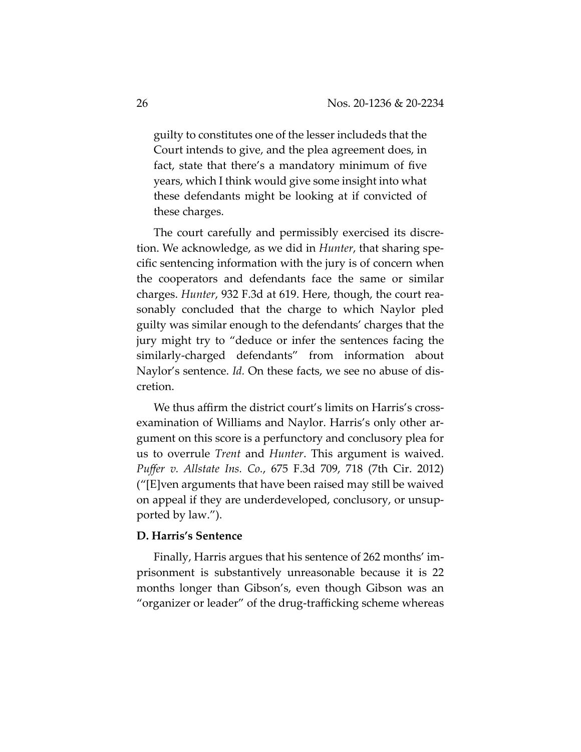guilty to constitutes one of the lesser includeds that the Court intends to give, and the plea agreement does, in fact, state that there's a mandatory minimum of five years, which I think would give some insight into what these defendants might be looking at if convicted of these charges.

The court carefully and permissibly exercised its discretion. We acknowledge, as we did in *Hunter*, that sharing specific sentencing information with the jury is of concern when the cooperators and defendants face the same or similar charges. *Hunter*, 932 F.3d at 619. Here, though, the court reasonably concluded that the charge to which Naylor pled guilty was similar enough to the defendants' charges that the jury might try to "deduce or infer the sentences facing the similarly-charged defendants" from information about Naylor's sentence. *Id.* On these facts, we see no abuse of discretion.

We thus affirm the district court's limits on Harris's cross-examination of Williams and Naylor. Harris's only other argument on this score is a perfunctory and conclusory plea for us to overrule *Trent* and *Hunter*. This argument is waived. *Puffer v. Allstate Ins. Co.*, 675 F.3d 709, 718 (7th Cir. 2012) ("[E]ven arguments that have been raised may still be waived on appeal if they are underdeveloped, conclusory, or unsupported by law.").

### D. Harris's Sentence

Finally, Harris argues that his sentence of 262 months' imprisonment is substantively unreasonable because it is 22 months longer than Gibson's, even though Gibson was an "organizer or leader" of the drug-trafficking scheme whereas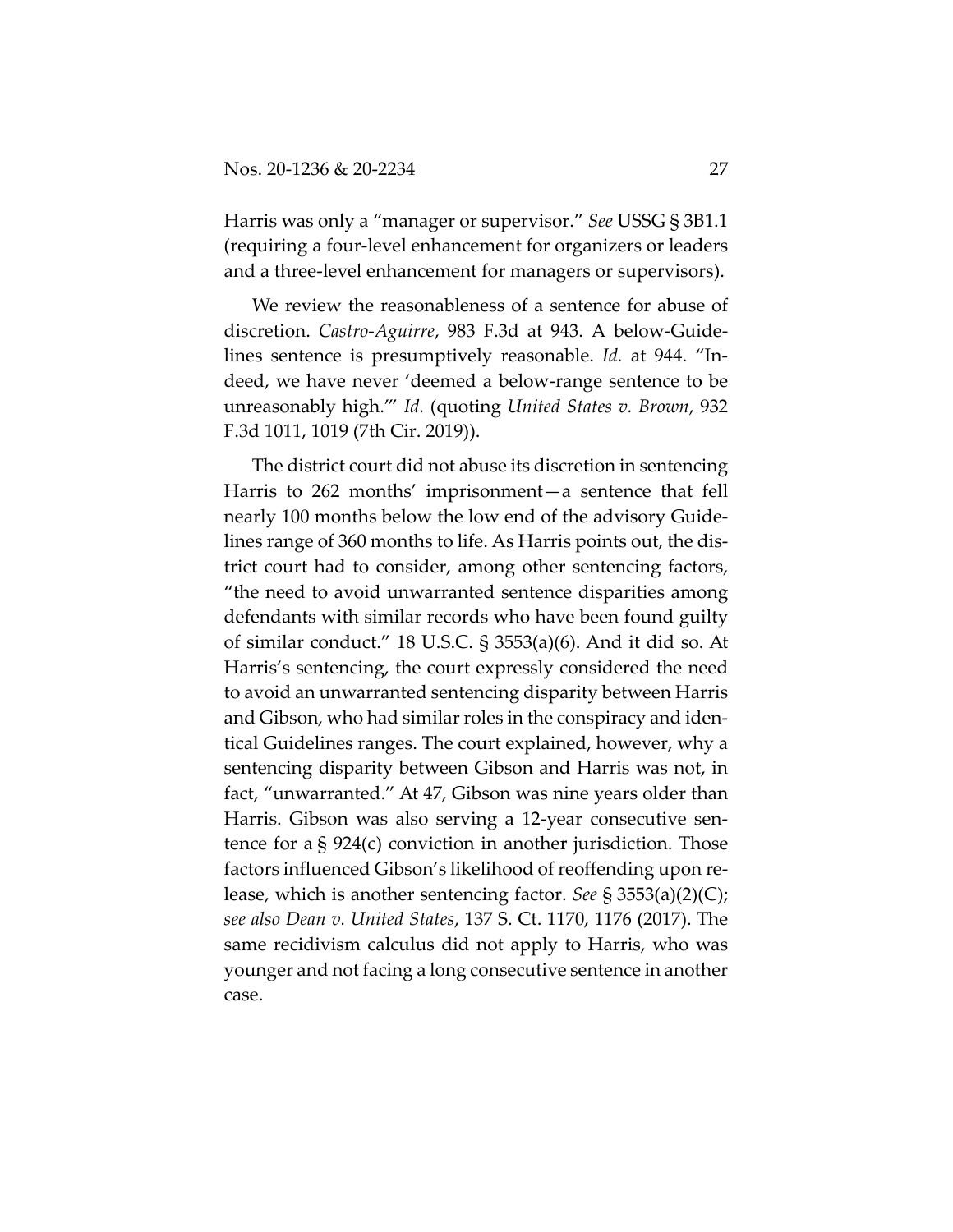Harris was only a "manager or supervisor." *See* USSG § 3B1.1 (requiring a four-level enhancement for organizers or leaders and a three-level enhancement for managers or supervisors).

We review the reasonableness of a sentence for abuse of discretion. *Castro-Aguirre*, 983 F.3d at 943. A below-Guidelines sentence is presumptively reasonable. *Id.* at 944. "Indeed, we have never 'deemed a below-range sentence to be unreasonably high.'" *Id.* (quoting *United States v. Brown*, 932 F.3d 1011, 1019 (7th Cir. 2019)).

The district court did not abuse its discretion in sentencing Harris to 262 months' imprisonment—a sentence that fell nearly 100 months below the low end of the advisory Guidelines range of 360 months to life. As Harris points out, the district court had to consider, among other sentencing factors, "the need to avoid unwarranted sentence disparities among defendants with similar records who have been found guilty of similar conduct." 18 U.S.C. § 3553(a)(6). And it did so. At Harris's sentencing, the court expressly considered the need to avoid an unwarranted sentencing disparity between Harris and Gibson, who had similar roles in the conspiracy and identical Guidelines ranges. The court explained, however, why a sentencing disparity between Gibson and Harris was not, in fact, "unwarranted." At 47, Gibson was nine years older than Harris. Gibson was also serving a 12-year consecutive sentence for a § 924(c) conviction in another jurisdiction. Those factors influenced Gibson's likelihood of reoffending upon release, which is another sentencing factor. *See* § 3553(a)(2)(C); *see also Dean v. United States*, 137 S. Ct. 1170, 1176 (2017). The same recidivism calculus did not apply to Harris, who was younger and not facing a long consecutive sentence in another case.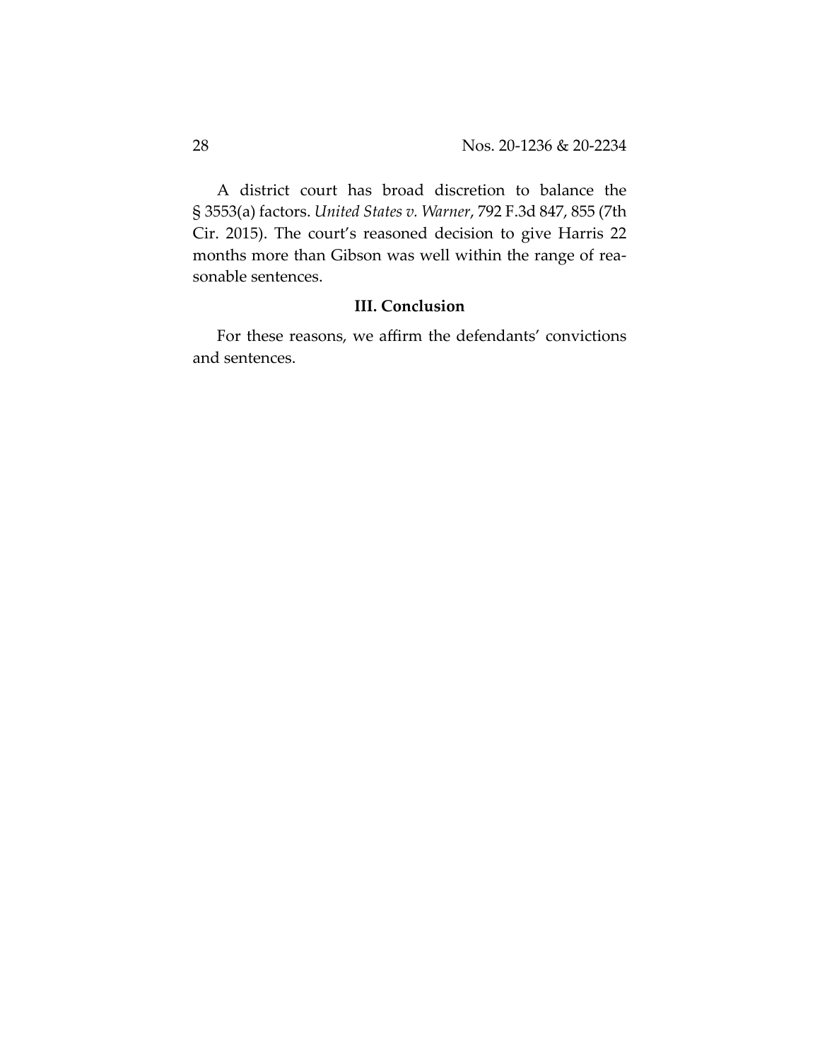A district court has broad discretion to balance the § 3553(a) factors. *United States v. Warner*, 792 F.3d 847, 855 (7th Cir. 2015). The court's reasoned decision to give Harris 22 months more than Gibson was well within the range of reasonable sentences.

### III. Conclusion

For these reasons, we affirm the defendants' convictions and sentences.